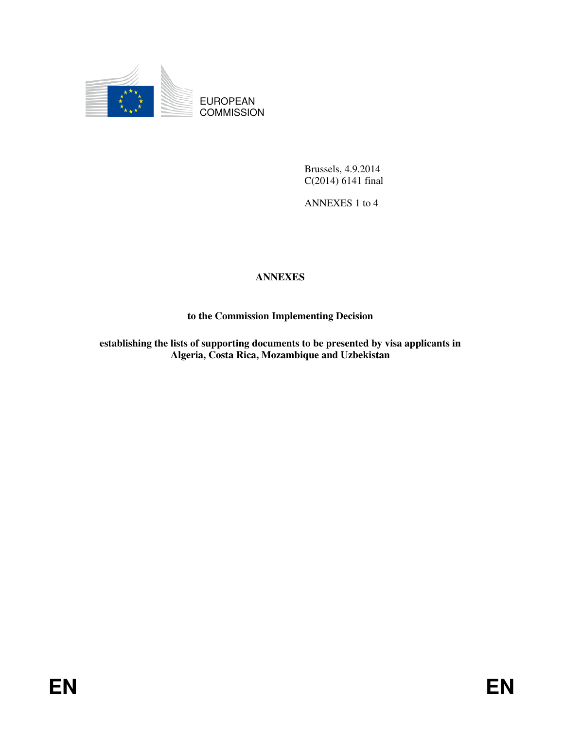EUROPEAN COMMISSION

Brussels, 4.9.2014
C(2014) 6141 final

ANNEXES 1 to 4

# ANNEXES

## to the Commission Implementing Decision

## establishing the lists of supporting documents to be presented by visa applicants in Algeria, Costa Rica, Mozambique and Uzbekistan

EN EN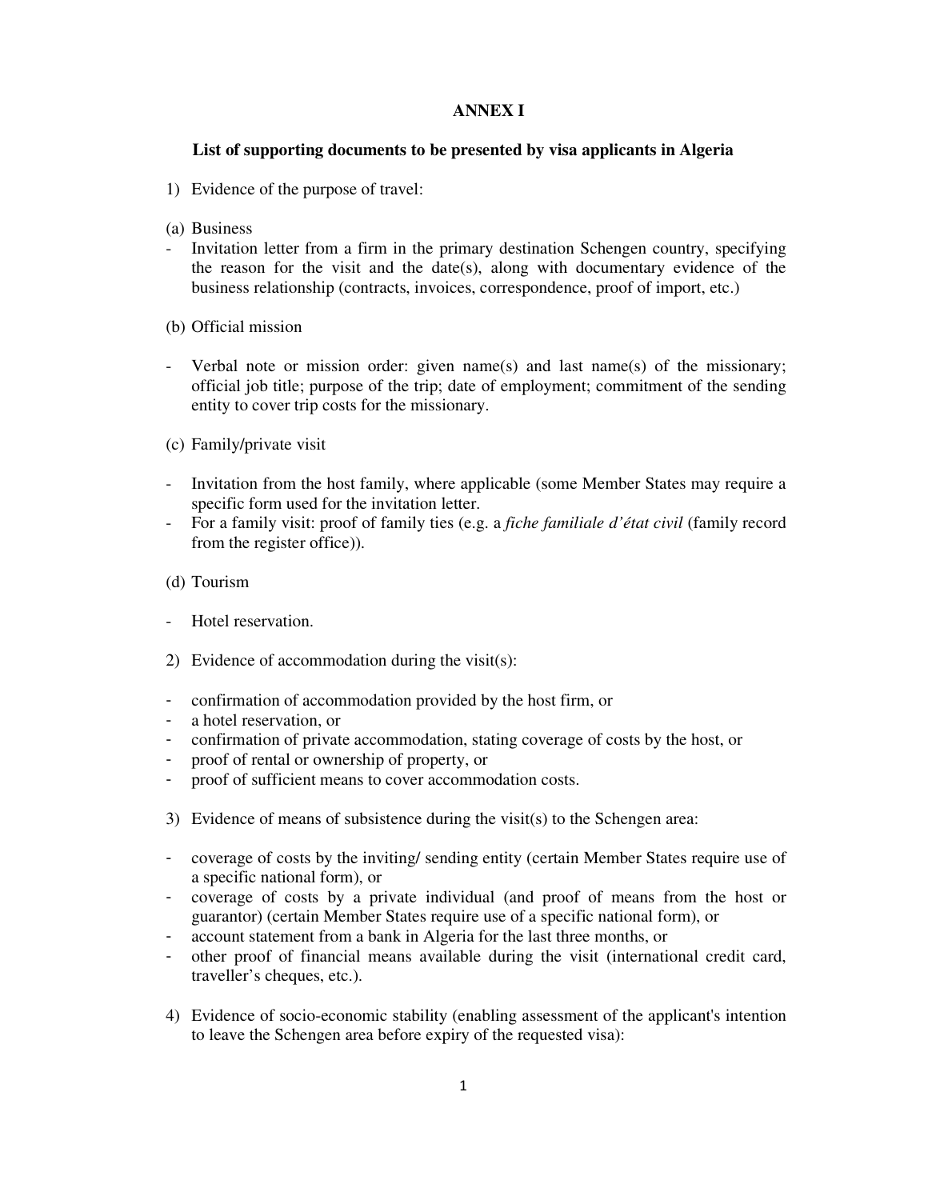# ANNEX I

## List of supporting documents to be presented by visa applicants in Algeria

1) Evidence of the purpose of travel:

(a) Business

- Invitation letter from a firm in the primary destination Schengen country, specifying the reason for the visit and the date(s), along with documentary evidence of the business relationship (contracts, invoices, correspondence, proof of import, etc.)

(b) Official mission

- Verbal note or mission order: given name(s) and last name(s) of the missionary; official job title; purpose of the trip; date of employment; commitment of the sending entity to cover trip costs for the missionary.

(c) Family/private visit

- Invitation from the host family, where applicable (some Member States may require a specific form used for the invitation letter.
- For a family visit: proof of family ties (e.g. a *fiche familiale d'état civil* (family record from the register office)).

(d) Tourism

- Hotel reservation.

2) Evidence of accommodation during the visit(s):

- confirmation of accommodation provided by the host firm, or
- a hotel reservation, or
- confirmation of private accommodation, stating coverage of costs by the host, or
- proof of rental or ownership of property, or
- proof of sufficient means to cover accommodation costs.

3) Evidence of means of subsistence during the visit(s) to the Schengen area:

- coverage of costs by the inviting/ sending entity (certain Member States require use of a specific national form), or
- coverage of costs by a private individual (and proof of means from the host or guarantor) (certain Member States require use of a specific national form), or
- account statement from a bank in Algeria for the last three months, or
- other proof of financial means available during the visit (international credit card, traveller's cheques, etc.).

4) Evidence of socio-economic stability (enabling assessment of the applicant's intention to leave the Schengen area before expiry of the requested visa):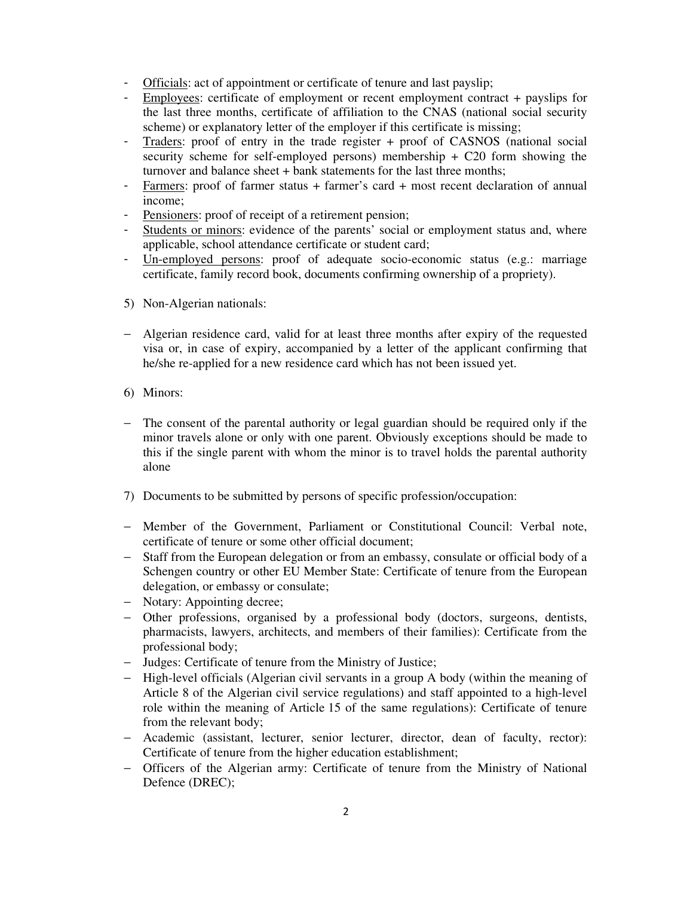- Officials: act of appointment or certificate of tenure and last payslip;
- Employees: certificate of employment or recent employment contract + payslips for the last three months, certificate of affiliation to the CNAS (national social security scheme) or explanatory letter of the employer if this certificate is missing;
- Traders: proof of entry in the trade register + proof of CASNOS (national social security scheme for self-employed persons) membership + C20 form showing the turnover and balance sheet + bank statements for the last three months;
- Farmers: proof of farmer status + farmer's card + most recent declaration of annual income;
- Pensioners: proof of receipt of a retirement pension;
- Students or minors: evidence of the parents' social or employment status and, where applicable, school attendance certificate or student card;
- Un-employed persons: proof of adequate socio-economic status (e.g.: marriage certificate, family record book, documents confirming ownership of a propriety).

5) Non-Algerian nationals:

- Algerian residence card, valid for at least three months after expiry of the requested visa or, in case of expiry, accompanied by a letter of the applicant confirming that he/she re-applied for a new residence card which has not been issued yet.

6) Minors:

- The consent of the parental authority or legal guardian should be required only if the minor travels alone or only with one parent. Obviously exceptions should be made to this if the single parent with whom the minor is to travel holds the parental authority alone

7) Documents to be submitted by persons of specific profession/occupation:

- Member of the Government, Parliament or Constitutional Council: Verbal note, certificate of tenure or some other official document;
- Staff from the European delegation or from an embassy, consulate or official body of a Schengen country or other EU Member State: Certificate of tenure from the European delegation, or embassy or consulate;
- Notary: Appointing decree;
- Other professions, organised by a professional body (doctors, surgeons, dentists, pharmacists, lawyers, architects, and members of their families): Certificate from the professional body;
- Judges: Certificate of tenure from the Ministry of Justice;
- High-level officials (Algerian civil servants in a group A body (within the meaning of Article 8 of the Algerian civil service regulations) and staff appointed to a high-level role within the meaning of Article 15 of the same regulations): Certificate of tenure from the relevant body;
- Academic (assistant, lecturer, senior lecturer, director, dean of faculty, rector): Certificate of tenure from the higher education establishment;
- Officers of the Algerian army: Certificate of tenure from the Ministry of National Defence (DREC);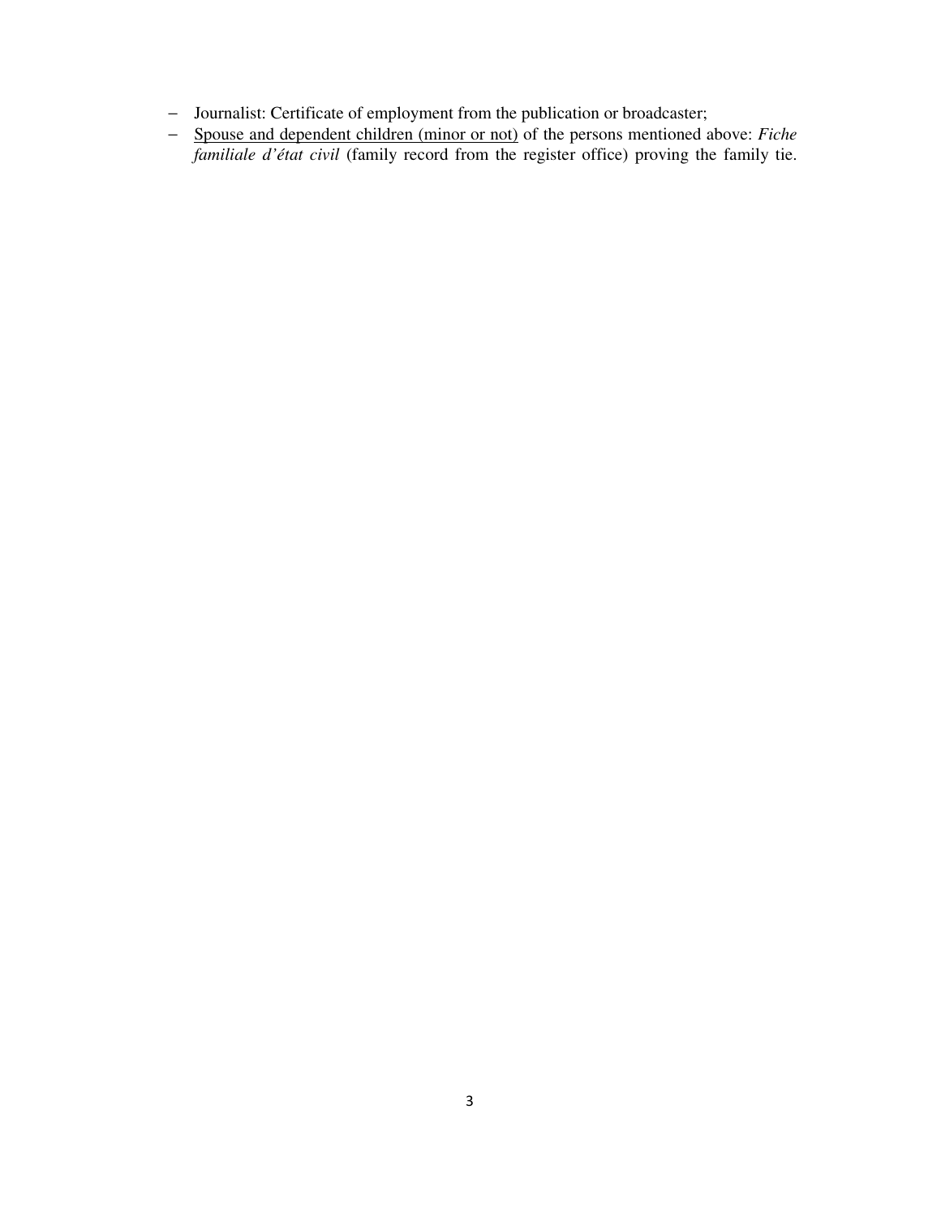- Journalist: Certificate of employment from the publication or broadcaster;
- <u>Spouse and dependent children (minor or not)</u> of the persons mentioned above: *Fiche familiale d'état civil* (family record from the register office) proving the family tie.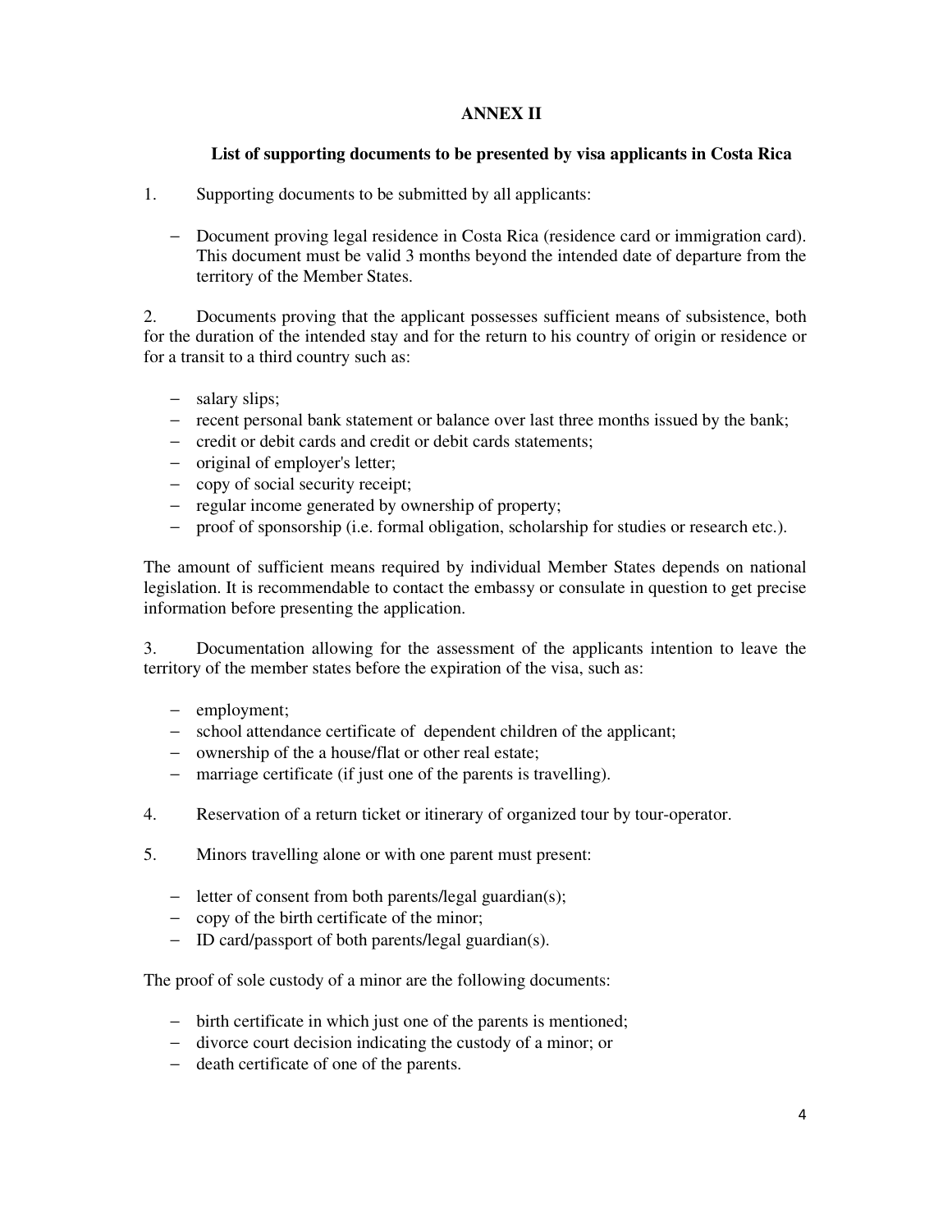# ANNEX II

## List of supporting documents to be presented by visa applicants in Costa Rica

1. Supporting documents to be submitted by all applicants:

   - Document proving legal residence in Costa Rica (residence card or immigration card). This document must be valid 3 months beyond the intended date of departure from the territory of the Member States.

2. Documents proving that the applicant possesses sufficient means of subsistence, both for the duration of the intended stay and for the return to his country of origin or residence or for a transit to a third country such as:

   - salary slips;
   - recent personal bank statement or balance over last three months issued by the bank;
   - credit or debit cards and credit or debit cards statements;
   - original of employer's letter;
   - copy of social security receipt;
   - regular income generated by ownership of property;
   - proof of sponsorship (i.e. formal obligation, scholarship for studies or research etc.).

The amount of sufficient means required by individual Member States depends on national legislation. It is recommendable to contact the embassy or consulate in question to get precise information before presenting the application.

3. Documentation allowing for the assessment of the applicants intention to leave the territory of the member states before the expiration of the visa, such as:

   - employment;
   - school attendance certificate of dependent children of the applicant;
   - ownership of the a house/flat or other real estate;
   - marriage certificate (if just one of the parents is travelling).

4. Reservation of a return ticket or itinerary of organized tour by tour-operator.

5. Minors travelling alone or with one parent must present:

   - letter of consent from both parents/legal guardian(s);
   - copy of the birth certificate of the minor;
   - ID card/passport of both parents/legal guardian(s).

The proof of sole custody of a minor are the following documents:

- birth certificate in which just one of the parents is mentioned;
- divorce court decision indicating the custody of a minor; or
- death certificate of one of the parents.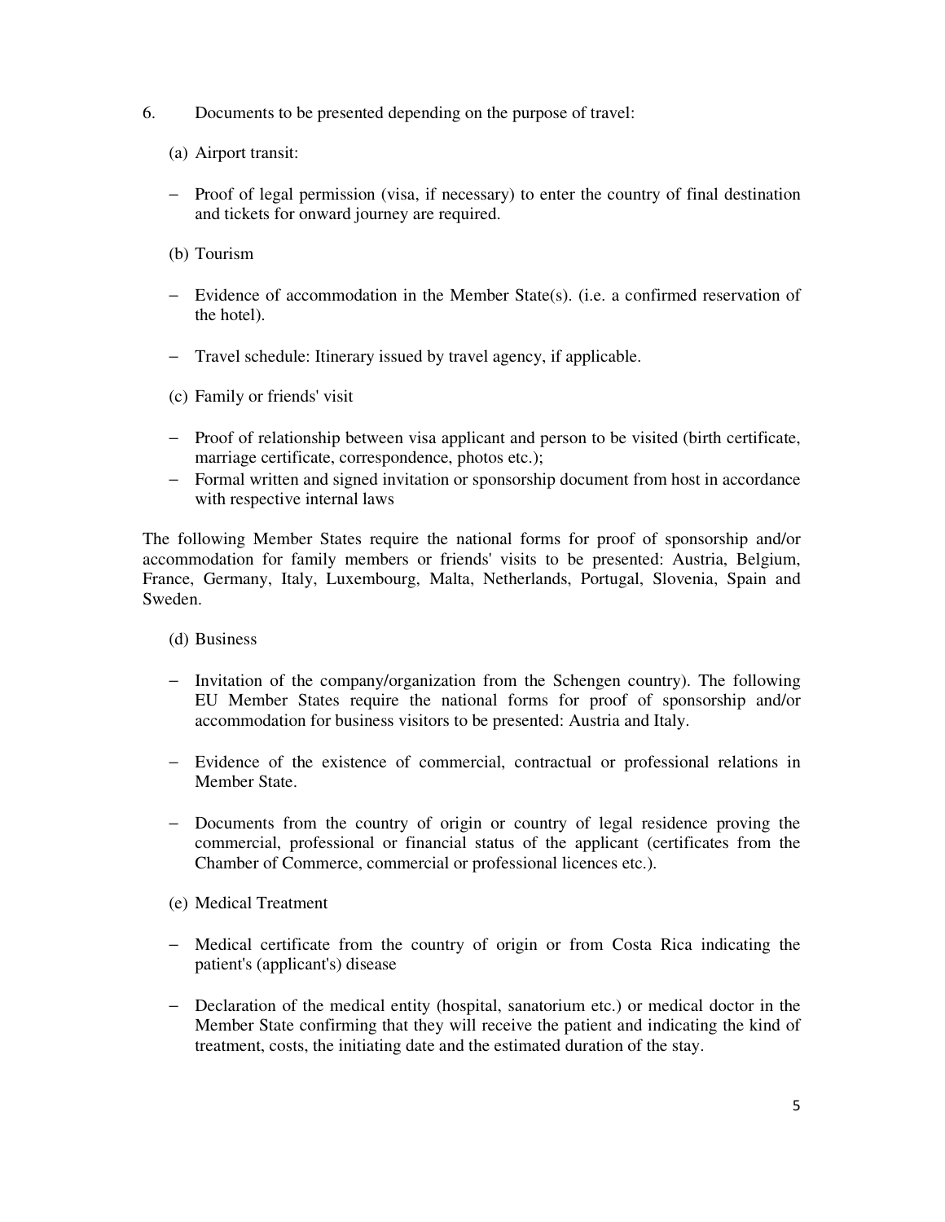6. Documents to be presented depending on the purpose of travel:

(a) Airport transit:

- Proof of legal permission (visa, if necessary) to enter the country of final destination and tickets for onward journey are required.

(b) Tourism

- Evidence of accommodation in the Member State(s). (i.e. a confirmed reservation of the hotel).
- Travel schedule: Itinerary issued by travel agency, if applicable.

(c) Family or friends' visit

- Proof of relationship between visa applicant and person to be visited (birth certificate, marriage certificate, correspondence, photos etc.);
- Formal written and signed invitation or sponsorship document from host in accordance with respective internal laws

The following Member States require the national forms for proof of sponsorship and/or accommodation for family members or friends' visits to be presented: Austria, Belgium, France, Germany, Italy, Luxembourg, Malta, Netherlands, Portugal, Slovenia, Spain and Sweden.

(d) Business

- Invitation of the company/organization from the Schengen country). The following EU Member States require the national forms for proof of sponsorship and/or accommodation for business visitors to be presented: Austria and Italy.
- Evidence of the existence of commercial, contractual or professional relations in Member State.
- Documents from the country of origin or country of legal residence proving the commercial, professional or financial status of the applicant (certificates from the Chamber of Commerce, commercial or professional licences etc.).

(e) Medical Treatment

- Medical certificate from the country of origin or from Costa Rica indicating the patient's (applicant's) disease
- Declaration of the medical entity (hospital, sanatorium etc.) or medical doctor in the Member State confirming that they will receive the patient and indicating the kind of treatment, costs, the initiating date and the estimated duration of the stay.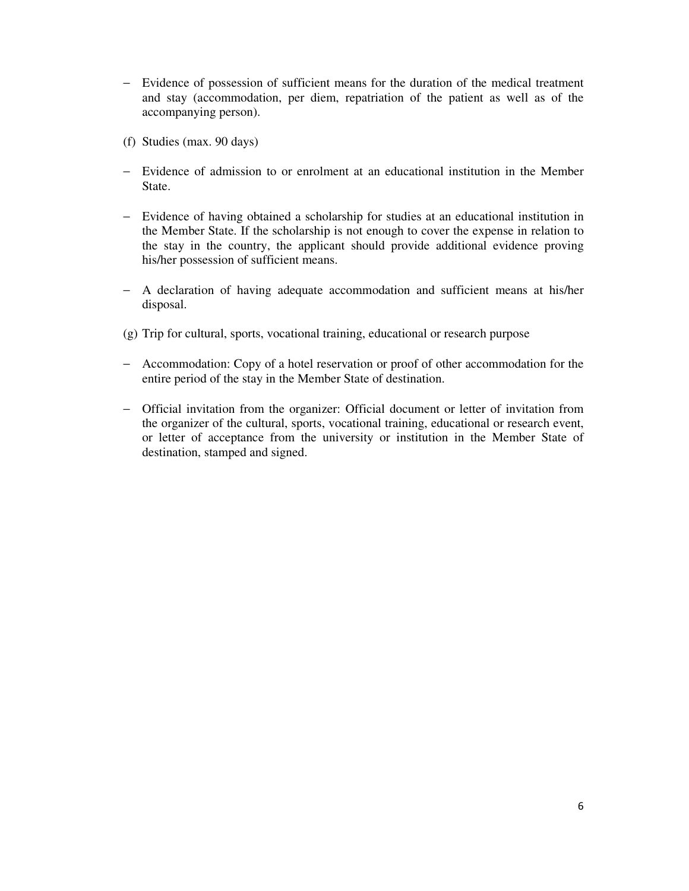- Evidence of possession of sufficient means for the duration of the medical treatment and stay (accommodation, per diem, repatriation of the patient as well as of the accompanying person).

(f) Studies (max. 90 days)

- Evidence of admission to or enrolment at an educational institution in the Member State.

- Evidence of having obtained a scholarship for studies at an educational institution in the Member State. If the scholarship is not enough to cover the expense in relation to the stay in the country, the applicant should provide additional evidence proving his/her possession of sufficient means.

- A declaration of having adequate accommodation and sufficient means at his/her disposal.

(g) Trip for cultural, sports, vocational training, educational or research purpose

- Accommodation: Copy of a hotel reservation or proof of other accommodation for the entire period of the stay in the Member State of destination.

- Official invitation from the organizer: Official document or letter of invitation from the organizer of the cultural, sports, vocational training, educational or research event, or letter of acceptance from the university or institution in the Member State of destination, stamped and signed.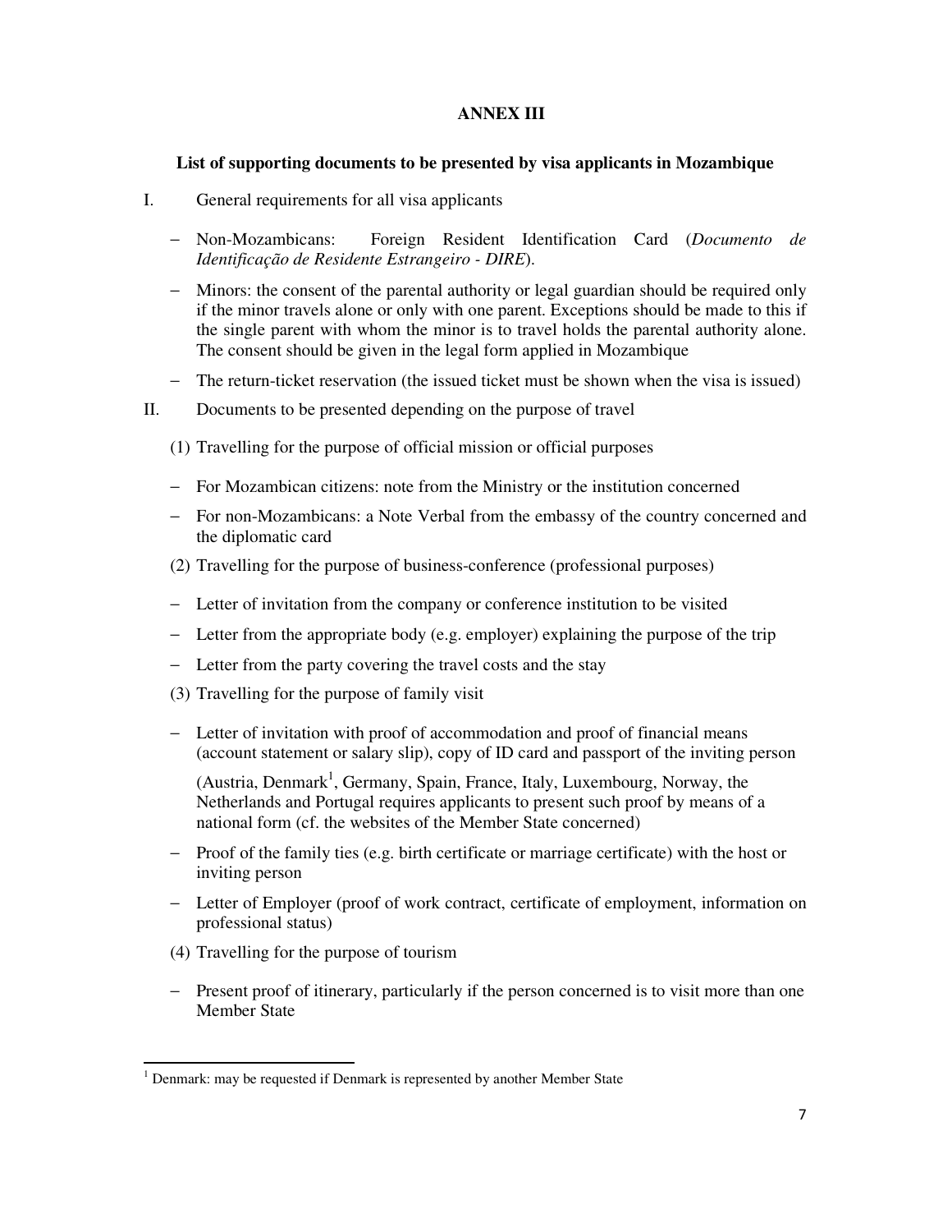# ANNEX III

## List of supporting documents to be presented by visa applicants in Mozambique

I. General requirements for all visa applicants

- Non-Mozambicans: Foreign Resident Identification Card (*Documento de Identificação de Residente Estrangeiro - DIRE*).
- Minors: the consent of the parental authority or legal guardian should be required only if the minor travels alone or only with one parent. Exceptions should be made to this if the single parent with whom the minor is to travel holds the parental authority alone. The consent should be given in the legal form applied in Mozambique
- The return-ticket reservation (the issued ticket must be shown when the visa is issued)

II. Documents to be presented depending on the purpose of travel

(1) Travelling for the purpose of official mission or official purposes

- For Mozambican citizens: note from the Ministry or the institution concerned
- For non-Mozambicans: a Note Verbal from the embassy of the country concerned and the diplomatic card

(2) Travelling for the purpose of business-conference (professional purposes)

- Letter of invitation from the company or conference institution to be visited
- Letter from the appropriate body (e.g. employer) explaining the purpose of the trip
- Letter from the party covering the travel costs and the stay

(3) Travelling for the purpose of family visit

- Letter of invitation with proof of accommodation and proof of financial means (account statement or salary slip), copy of ID card and passport of the inviting person

  (Austria, Denmark[1], Germany, Spain, France, Italy, Luxembourg, Norway, the Netherlands and Portugal requires applicants to present such proof by means of a national form (cf. the websites of the Member State concerned)
- Proof of the family ties (e.g. birth certificate or marriage certificate) with the host or inviting person
- Letter of Employer (proof of work contract, certificate of employment, information on professional status)

(4) Travelling for the purpose of tourism

- Present proof of itinerary, particularly if the person concerned is to visit more than one Member State

---

[1] Denmark: may be requested if Denmark is represented by another Member State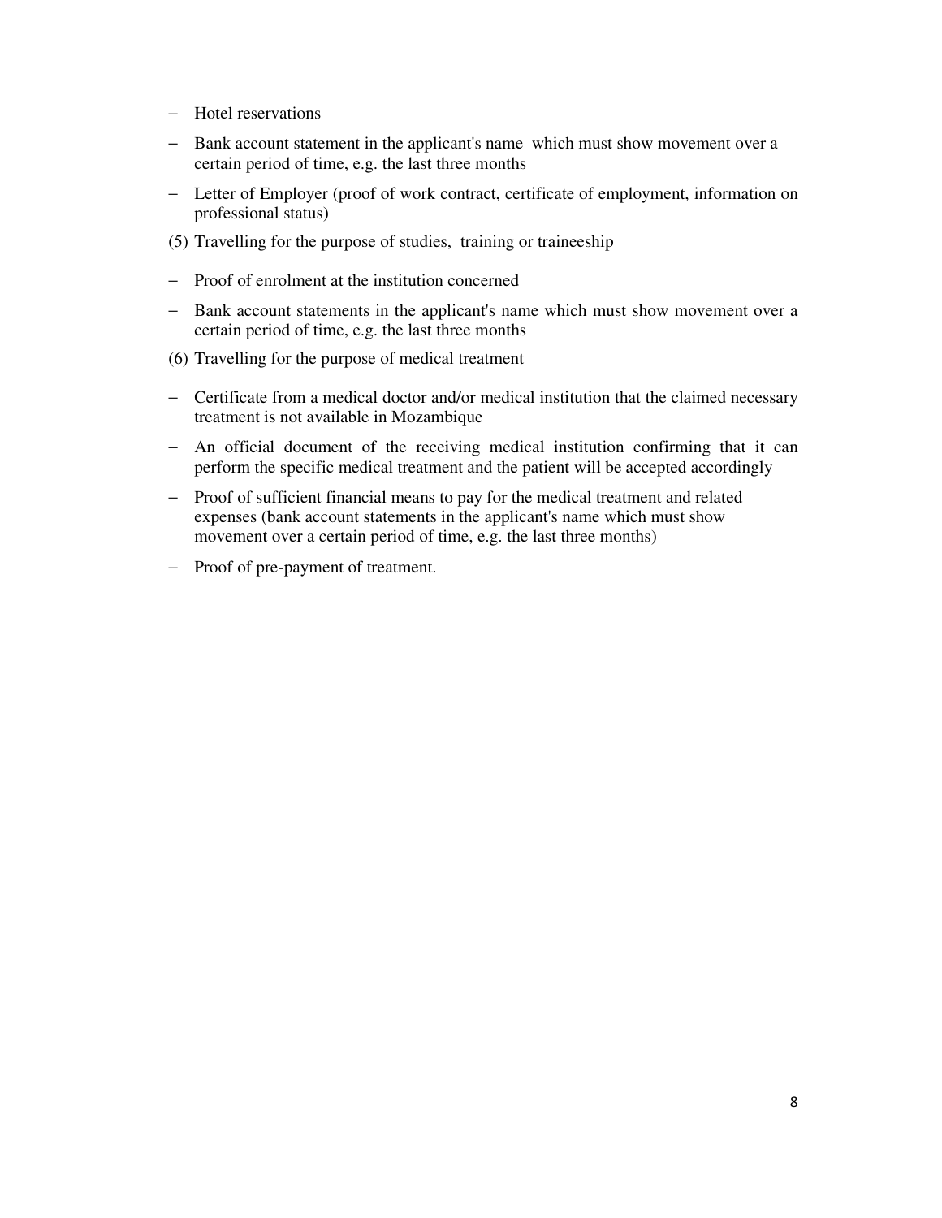- Hotel reservations
- Bank account statement in the applicant's name which must show movement over a certain period of time, e.g. the last three months
- Letter of Employer (proof of work contract, certificate of employment, information on professional status)

(5) Travelling for the purpose of studies, training or traineeship

- Proof of enrolment at the institution concerned
- Bank account statements in the applicant's name which must show movement over a certain period of time, e.g. the last three months

(6) Travelling for the purpose of medical treatment

- Certificate from a medical doctor and/or medical institution that the claimed necessary treatment is not available in Mozambique
- An official document of the receiving medical institution confirming that it can perform the specific medical treatment and the patient will be accepted accordingly
- Proof of sufficient financial means to pay for the medical treatment and related expenses (bank account statements in the applicant's name which must show movement over a certain period of time, e.g. the last three months)
- Proof of pre-payment of treatment.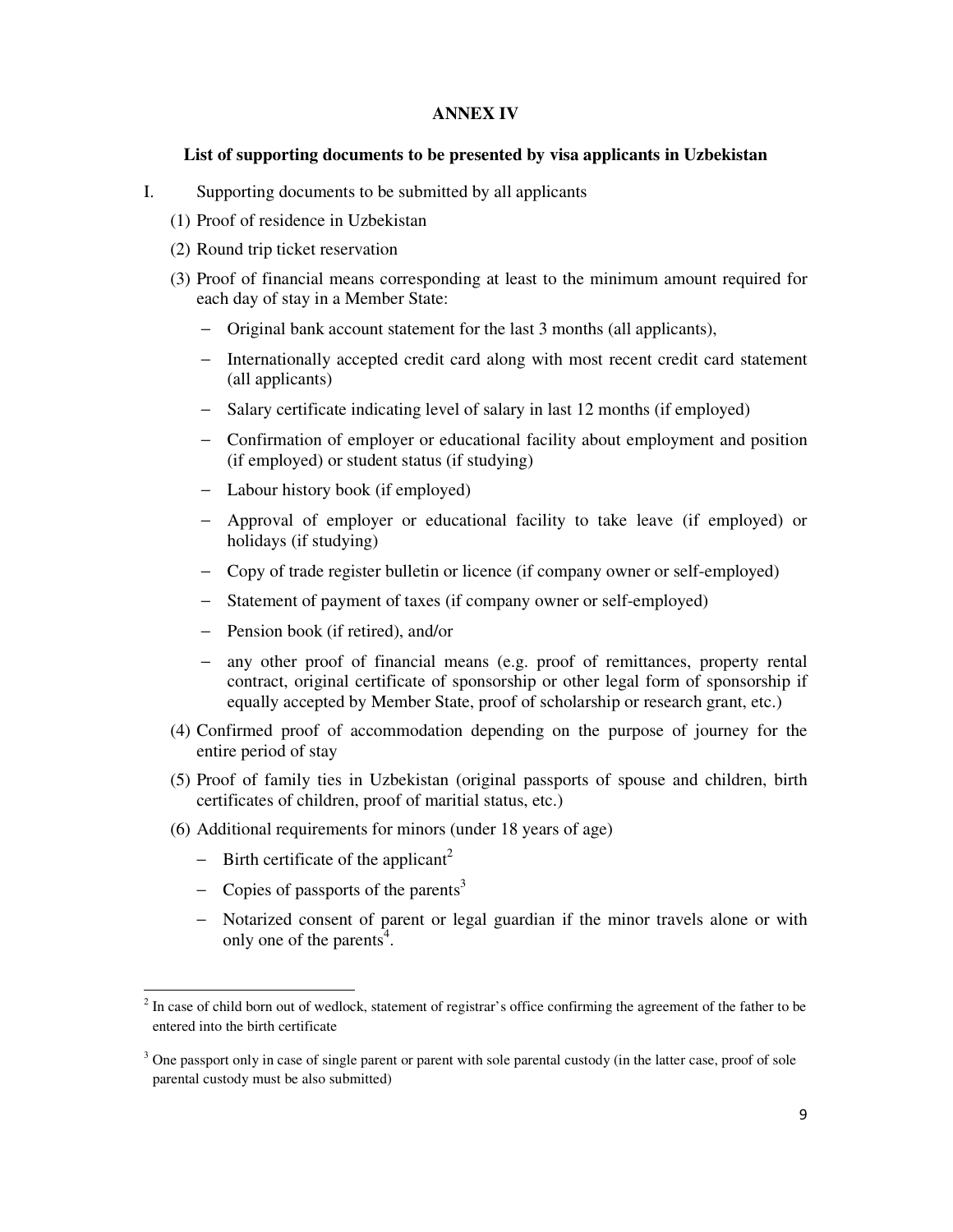# ANNEX IV

## List of supporting documents to be presented by visa applicants in Uzbekistan

I. Supporting documents to be submitted by all applicants

(1) Proof of residence in Uzbekistan

(2) Round trip ticket reservation

(3) Proof of financial means corresponding at least to the minimum amount required for each day of stay in a Member State:

- Original bank account statement for the last 3 months (all applicants),
- Internationally accepted credit card along with most recent credit card statement (all applicants)
- Salary certificate indicating level of salary in last 12 months (if employed)
- Confirmation of employer or educational facility about employment and position (if employed) or student status (if studying)
- Labour history book (if employed)
- Approval of employer or educational facility to take leave (if employed) or holidays (if studying)
- Copy of trade register bulletin or licence (if company owner or self-employed)
- Statement of payment of taxes (if company owner or self-employed)
- Pension book (if retired), and/or
- any other proof of financial means (e.g. proof of remittances, property rental contract, original certificate of sponsorship or other legal form of sponsorship if equally accepted by Member State, proof of scholarship or research grant, etc.)

(4) Confirmed proof of accommodation depending on the purpose of journey for the entire period of stay

(5) Proof of family ties in Uzbekistan (original passports of spouse and children, birth certificates of children, proof of maritial status, etc.)

(6) Additional requirements for minors (under 18 years of age)

- Birth certificate of the applicant[2]
- Copies of passports of the parents[3]
- Notarized consent of parent or legal guardian if the minor travels alone or with only one of the parents[4].

---

[2] In case of child born out of wedlock, statement of registrar's office confirming the agreement of the father to be entered into the birth certificate

[3] One passport only in case of single parent or parent with sole parental custody (in the latter case, proof of sole parental custody must be also submitted)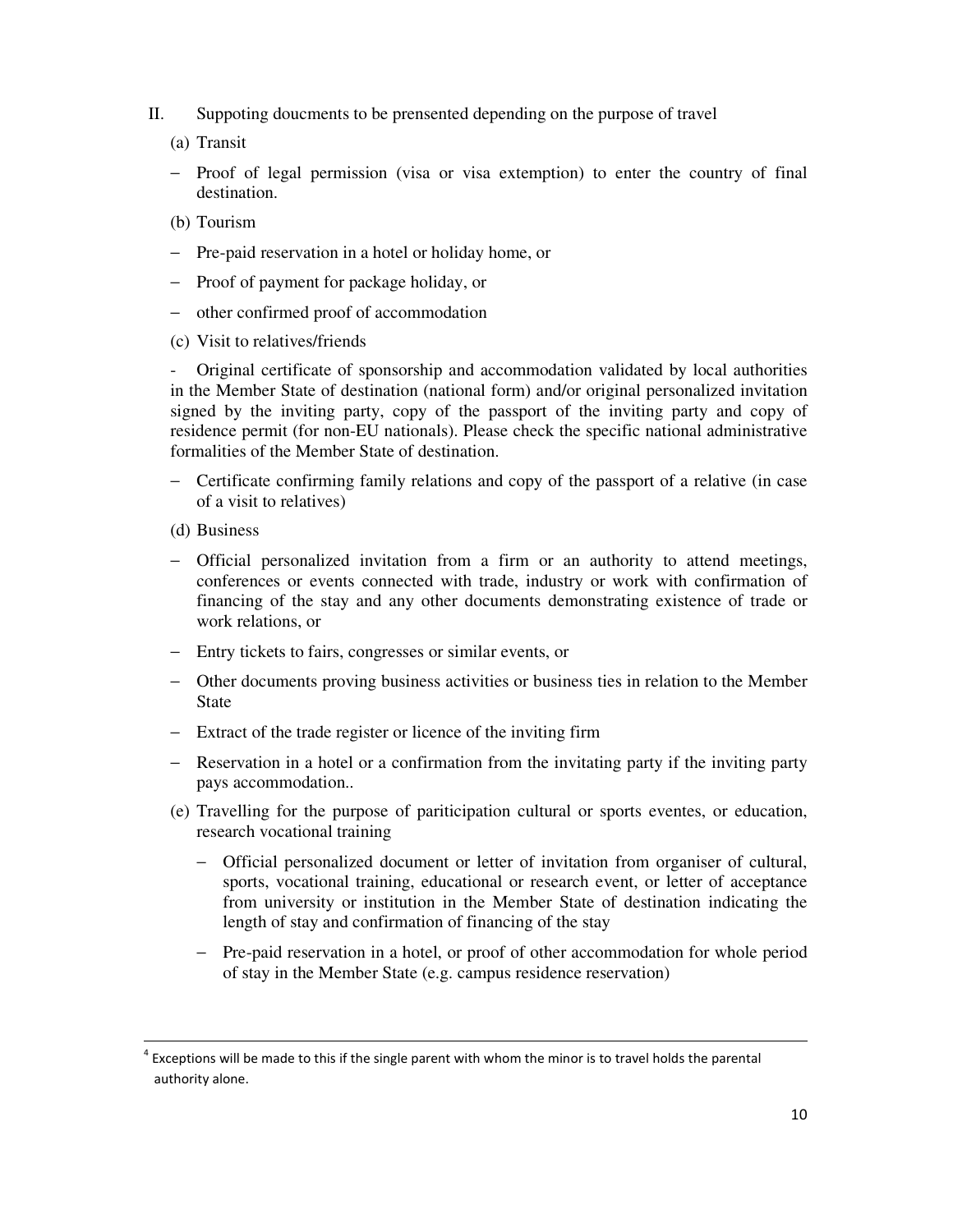II. Suppoting doucments to be prensented depending on the purpose of travel

(a) Transit

- Proof of legal permission (visa or visa extemption) to enter the country of final destination.

(b) Tourism

- Pre-paid reservation in a hotel or holiday home, or
- Proof of payment for package holiday, or
- other confirmed proof of accommodation

(c) Visit to relatives/friends

- Original certificate of sponsorship and accommodation validated by local authorities in the Member State of destination (national form) and/or original personalized invitation signed by the inviting party, copy of the passport of the inviting party and copy of residence permit (for non-EU nationals). Please check the specific national administrative formalities of the Member State of destination.
- Certificate confirming family relations and copy of the passport of a relative (in case of a visit to relatives)

(d) Business

- Official personalized invitation from a firm or an authority to attend meetings, conferences or events connected with trade, industry or work with confirmation of financing of the stay and any other documents demonstrating existence of trade or work relations, or
- Entry tickets to fairs, congresses or similar events, or
- Other documents proving business activities or business ties in relation to the Member State
- Extract of the trade register or licence of the inviting firm
- Reservation in a hotel or a confirmation from the invitating party if the inviting party pays accommodation..

(e) Travelling for the purpose of pariticipation cultural or sports eventes, or education, research vocational training

- Official personalized document or letter of invitation from organiser of cultural, sports, vocational training, educational or research event, or letter of acceptance from university or institution in the Member State of destination indicating the length of stay and confirmation of financing of the stay
- Pre-paid reservation in a hotel, or proof of other accommodation for whole period of stay in the Member State (e.g. campus residence reservation)

---

[4] Exceptions will be made to this if the single parent with whom the minor is to travel holds the parental authority alone.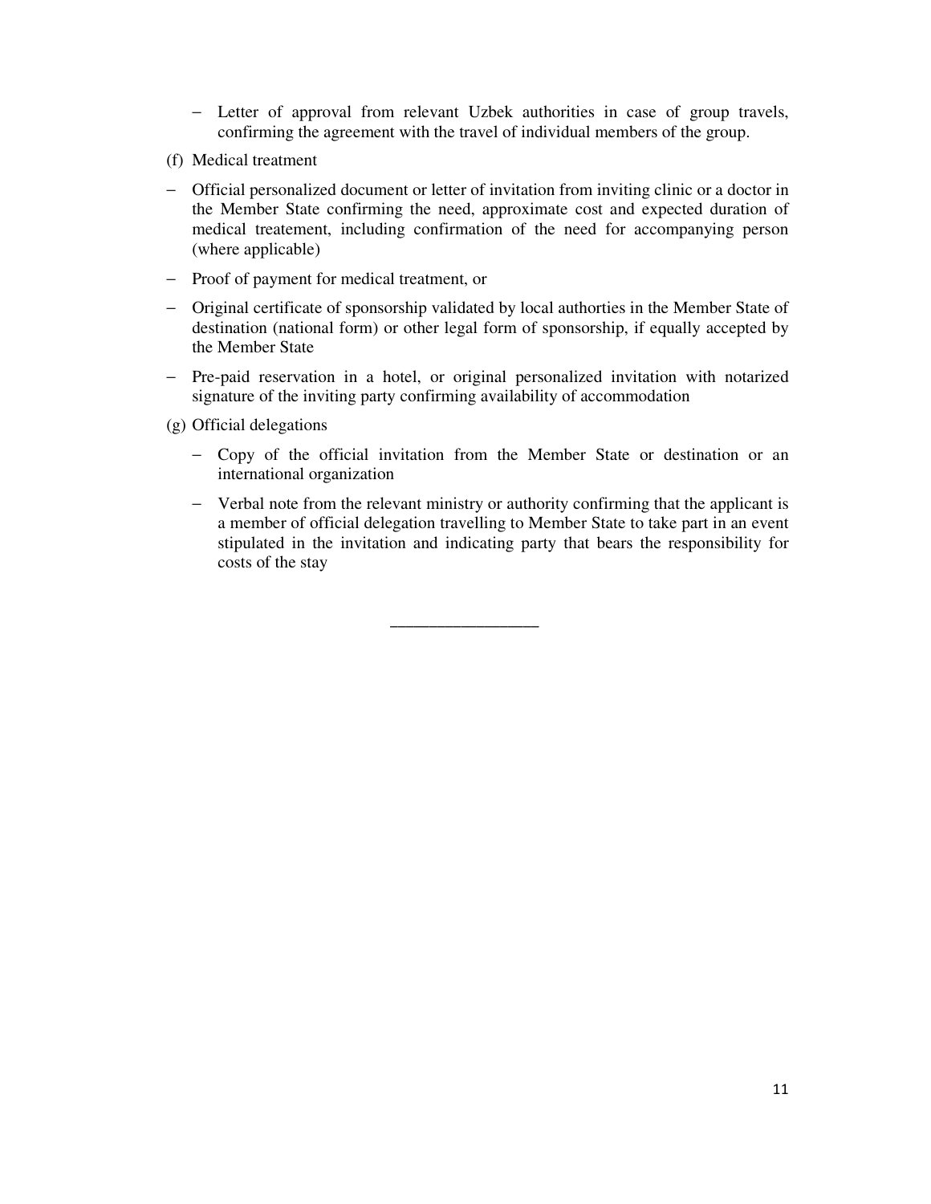- Letter of approval from relevant Uzbek authorities in case of group travels, confirming the agreement with the travel of individual members of the group.

(f) Medical treatment

- Official personalized document or letter of invitation from inviting clinic or a doctor in the Member State confirming the need, approximate cost and expected duration of medical treatement, including confirmation of the need for accompanying person (where applicable)
- Proof of payment for medical treatment, or
- Original certificate of sponsorship validated by local authorties in the Member State of destination (national form) or other legal form of sponsorship, if equally accepted by the Member State
- Pre-paid reservation in a hotel, or original personalized invitation with notarized signature of the inviting party confirming availability of accommodation

(g) Official delegations

- Copy of the official invitation from the Member State or destination or an international organization
- Verbal note from the relevant ministry or authority confirming that the applicant is a member of official delegation travelling to Member State to take part in an event stipulated in the invitation and indicating party that bears the responsibility for costs of the stay

_________________